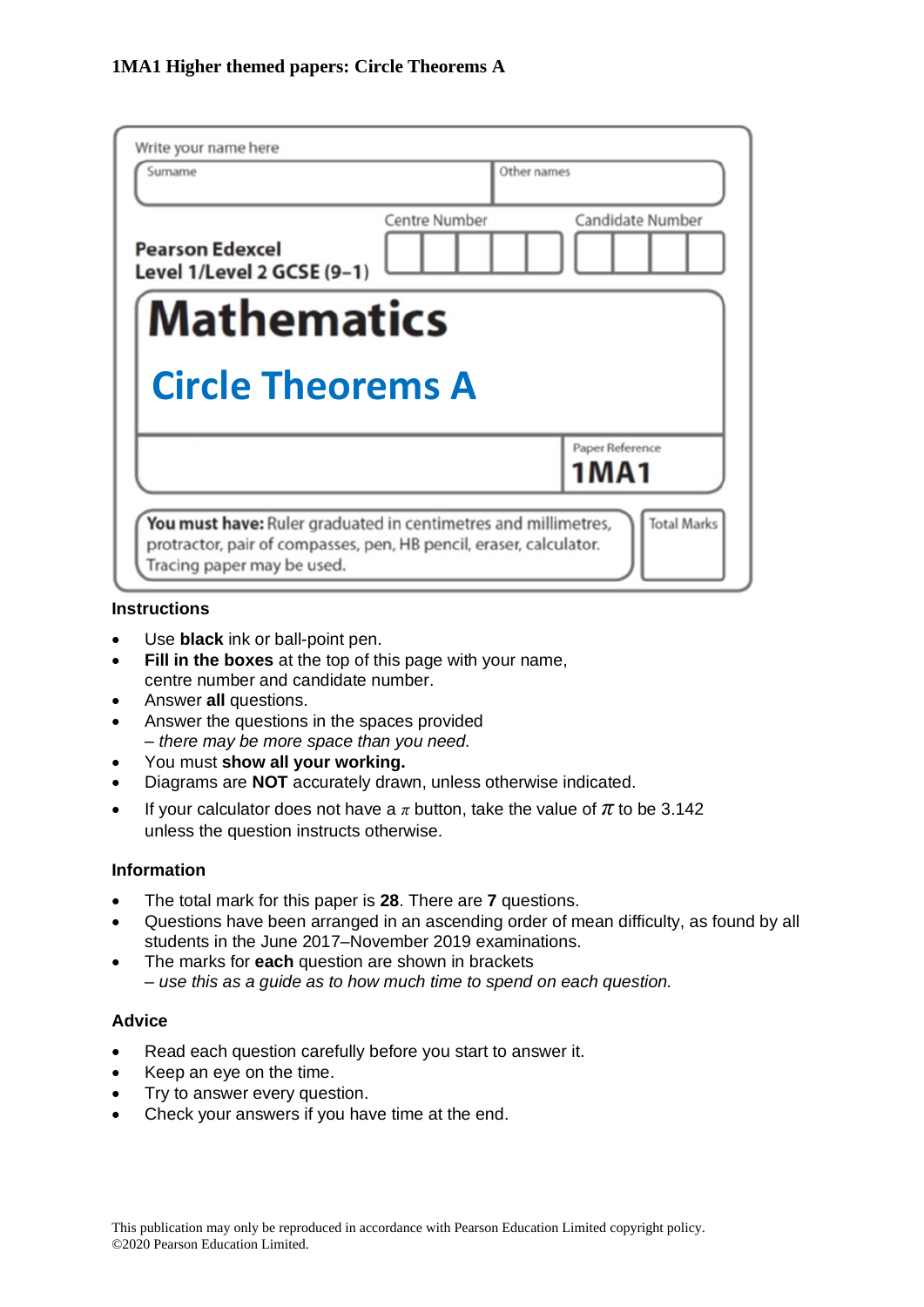**1MA1 Higher themed papers: Circle Theorems A**

Write your name here

| Surname | Other names |
|---|---|
| | |

**Pearson Edexcel**
**Level 1/Level 2 GCSE (9–1)**

Centre Number | Candidate Number

# Mathematics

## Circle Theorems A

Paper Reference
**1MA1**

**You must have:** Ruler graduated in centimetres and millimetres, protractor, pair of compasses, pen, HB pencil, eraser, calculator. Tracing paper may be used.

Total Marks

### Instructions

- Use **black** ink or ball-point pen.
- **Fill in the boxes** at the top of this page with your name, centre number and candidate number.
- Answer **all** questions.
- Answer the questions in the spaces provided
  *– there may be more space than you need.*
- You must **show all your working.**
- Diagrams are **NOT** accurately drawn, unless otherwise indicated.
- If your calculator does not have a $\pi$ button, take the value of $\pi$ to be 3.142 unless the question instructs otherwise.

### Information

- The total mark for this paper is **28**. There are **7** questions.
- Questions have been arranged in an ascending order of mean difficulty, as found by all students in the June 2017–November 2019 examinations.
- The marks for **each** question are shown in brackets
  *– use this as a guide as to how much time to spend on each question.*

### Advice

- Read each question carefully before you start to answer it.
- Keep an eye on the time.
- Try to answer every question.
- Check your answers if you have time at the end.

This publication may only be reproduced in accordance with Pearson Education Limited copyright policy.
©2020 Pearson Education Limited.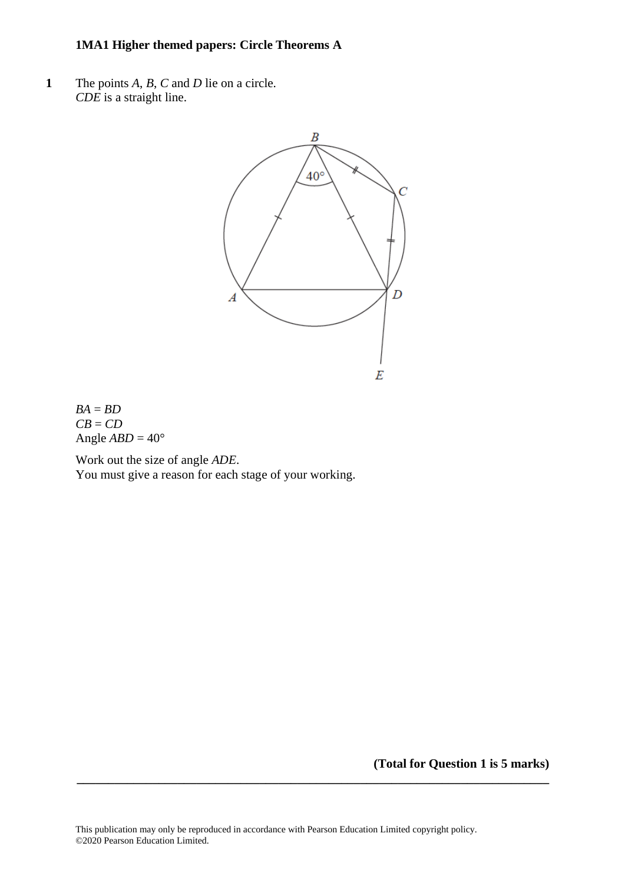**1MA1 Higher themed papers: Circle Theorems A**

**1** The points $A$, $B$, $C$ and $D$ lie on a circle.
$CDE$ is a straight line.

$BA = BD$
$CB = CD$
Angle $ABD = 40°$

Work out the size of angle $ADE$.
You must give a reason for each stage of your working.

**(Total for Question 1 is 5 marks)**

---

This publication may only be reproduced in accordance with Pearson Education Limited copyright policy.
©2020 Pearson Education Limited.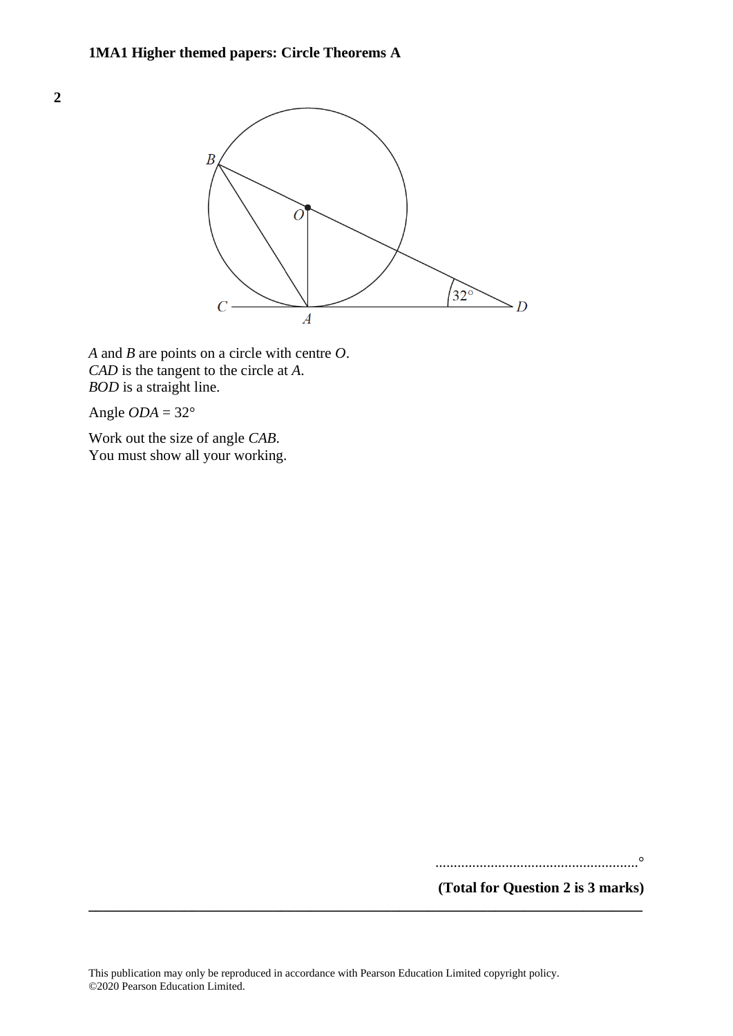**2**

*A* and *B* are points on a circle with centre *O*.
*CAD* is the tangent to the circle at *A*.
*BOD* is a straight line.

Angle *ODA* = 32°

Work out the size of angle *CAB*.
You must show all your working.

.......................................................°

**(Total for Question 2 is 3 marks)**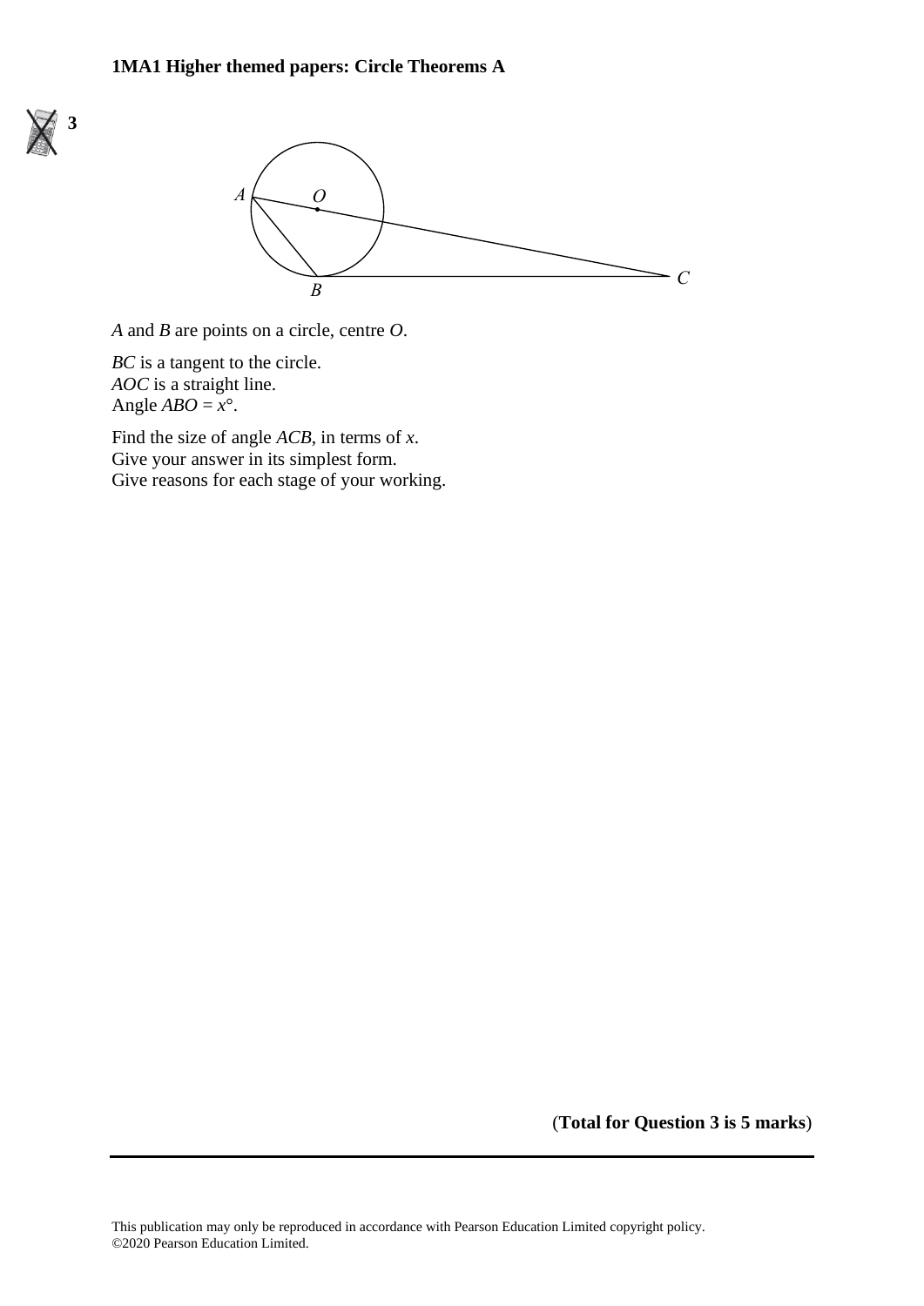**3**

*A* and *B* are points on a circle, centre *O*.

*BC* is a tangent to the circle.
*AOC* is a straight line.
Angle $ABO = x°$.

Find the size of angle *ACB*, in terms of $x$.
Give your answer in its simplest form.
Give reasons for each stage of your working.

(**Total for Question 3 is 5 marks**)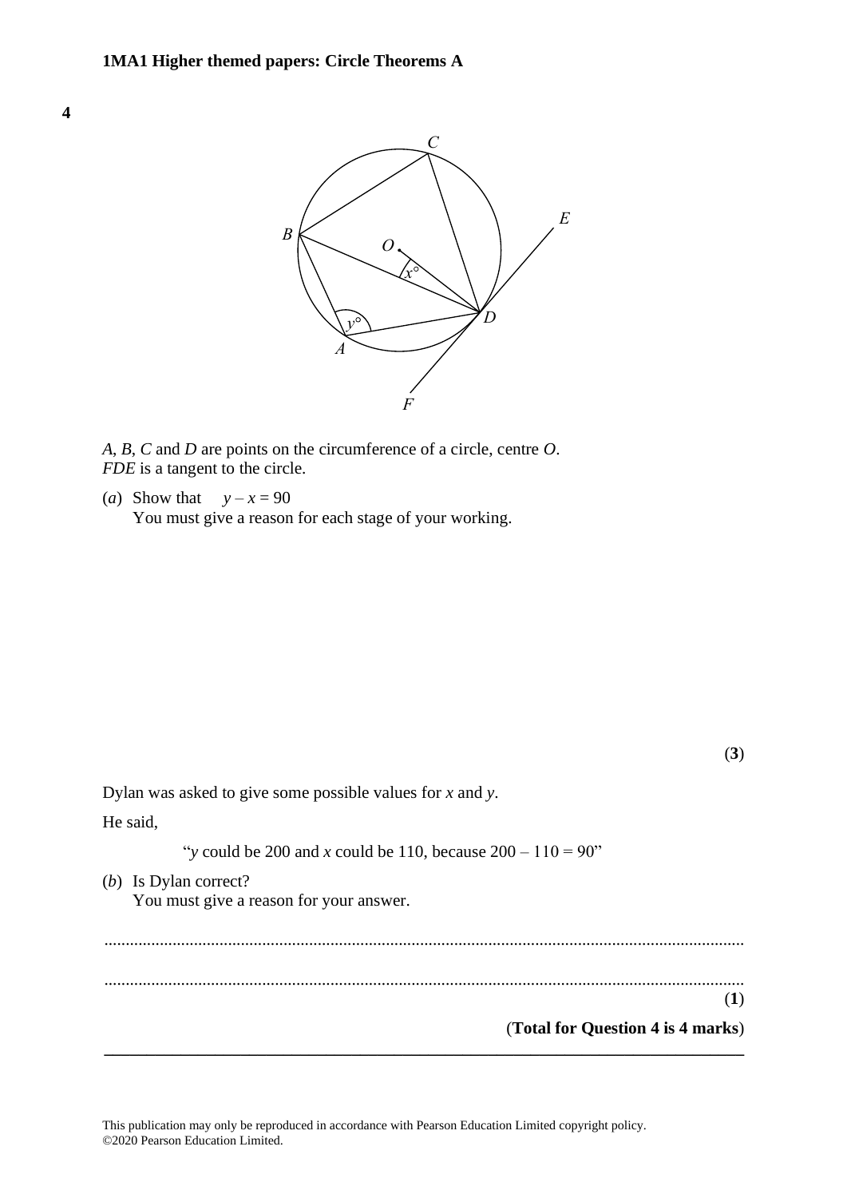**4**

*A*, *B*, *C* and *D* are points on the circumference of a circle, centre *O*.
*FDE* is a tangent to the circle.

(*a*) Show that $y - x = 90$
You must give a reason for each stage of your working.

**(3)**

Dylan was asked to give some possible values for *x* and *y*.

He said,

"*y* could be 200 and *x* could be 110, because 200 – 110 = 90"

(*b*) Is Dylan correct?
You must give a reason for your answer.

.......................................................................................................................................

.......................................................................................................................................

**(1)**

**(Total for Question 4 is 4 marks)**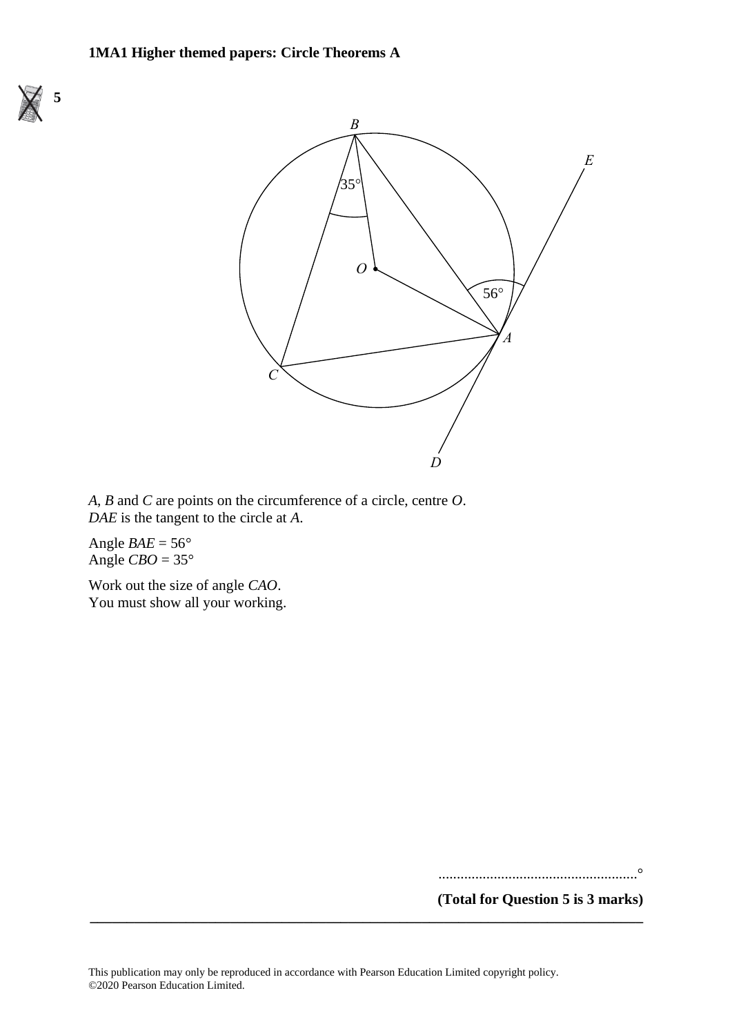**5**

*A*, *B* and *C* are points on the circumference of a circle, centre *O*.
*DAE* is the tangent to the circle at *A*.

Angle *BAE* = 56°
Angle *CBO* = 35°

Work out the size of angle *CAO*.
You must show all your working.

......................................................°

**(Total for Question 5 is 3 marks)**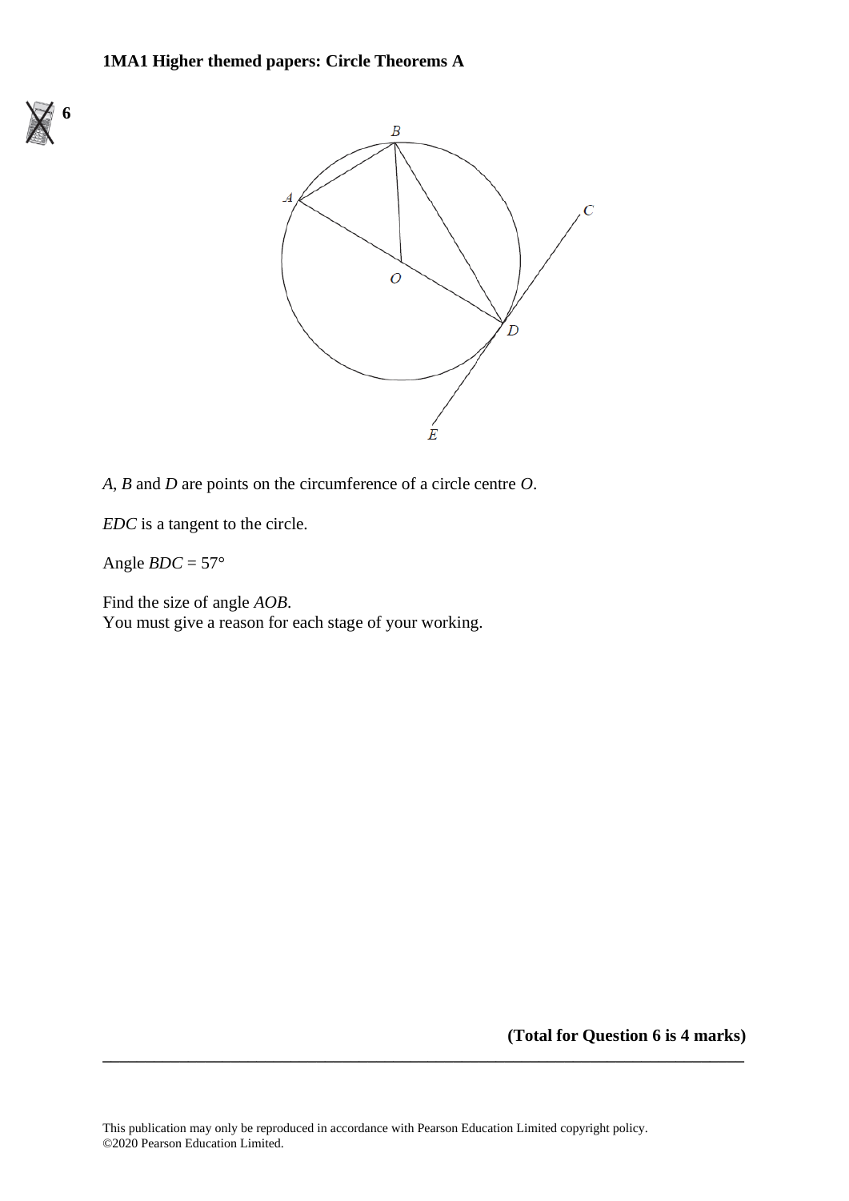**6**

*A*, *B* and *D* are points on the circumference of a circle centre *O*.

*EDC* is a tangent to the circle.

Angle *BDC* = 57°

Find the size of angle *AOB*.
You must give a reason for each stage of your working.

**(Total for Question 6 is 4 marks)**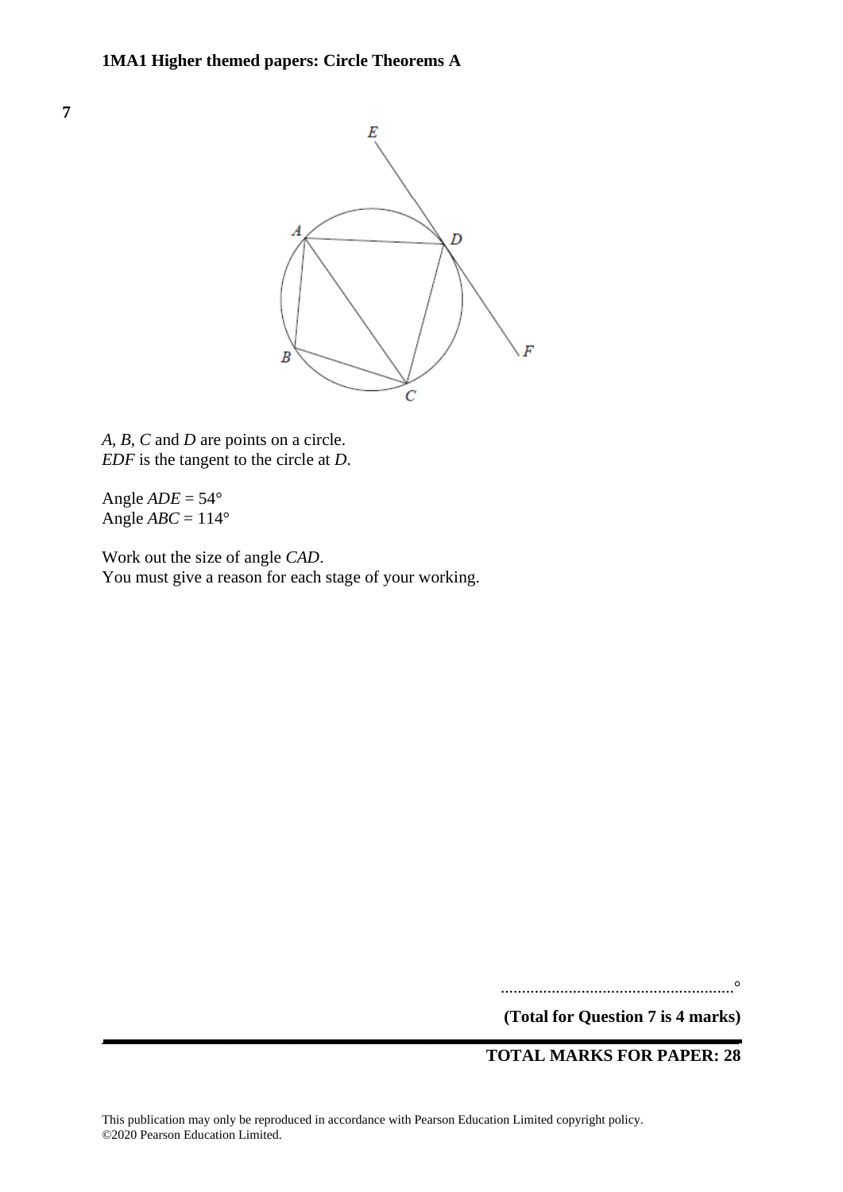**7**

A, B, C and D are points on a circle.
EDF is the tangent to the circle at D.

Angle $ADE = 54°$
Angle $ABC = 114°$

Work out the size of angle $CAD$.
You must give a reason for each stage of your working.

.......................................................°

**(Total for Question 7 is 4 marks)**

**TOTAL MARKS FOR PAPER: 28**